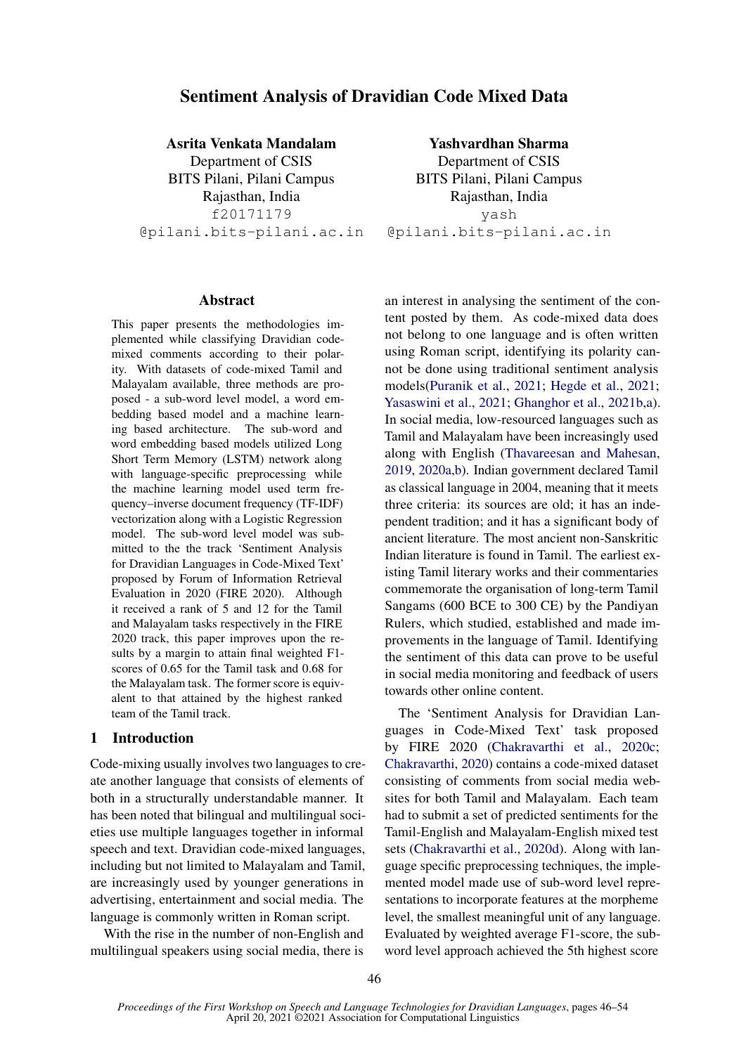# Sentiment Analysis of Dravidian Code Mixed Data

**Asrita Venkata Mandalam**
Department of CSIS
BITS Pilani, Pilani Campus
Rajasthan, India
f20171179@pilani.bits-pilani.ac.in

**Yashvardhan Sharma**
Department of CSIS
BITS Pilani, Pilani Campus
Rajasthan, India
yash@pilani.bits-pilani.ac.in

## Abstract

This paper presents the methodologies implemented while classifying Dravidian code-mixed comments according to their polarity. With datasets of code-mixed Tamil and Malayalam available, three methods are proposed - a sub-word level model, a word embedding based model and a machine learning based architecture. The sub-word and word embedding based models utilized Long Short Term Memory (LSTM) network along with language-specific preprocessing while the machine learning model used term frequency–inverse document frequency (TF-IDF) vectorization along with a Logistic Regression model. The sub-word level model was submitted to the the track 'Sentiment Analysis for Dravidian Languages in Code-Mixed Text' proposed by Forum of Information Retrieval Evaluation in 2020 (FIRE 2020). Although it received a rank of 5 and 12 for the Tamil and Malayalam tasks respectively in the FIRE 2020 track, this paper improves upon the results by a margin to attain final weighted F1-scores of 0.65 for the Tamil task and 0.68 for the Malayalam task. The former score is equivalent to that attained by the highest ranked team of the Tamil track.

## 1 Introduction

Code-mixing usually involves two languages to create another language that consists of elements of both in a structurally understandable manner. It has been noted that bilingual and multilingual societies use multiple languages together in informal speech and text. Dravidian code-mixed languages, including but not limited to Malayalam and Tamil, are increasingly used by younger generations in advertising, entertainment and social media. The language is commonly written in Roman script.

With the rise in the number of non-English and multilingual speakers using social media, there is an interest in analysing the sentiment of the content posted by them. As code-mixed data does not belong to one language and is often written using Roman script, identifying its polarity cannot be done using traditional sentiment analysis models(Puranik et al., 2021; Hegde et al., 2021; Yasaswini et al., 2021; Ghanghor et al., 2021b,a). In social media, low-resourced languages such as Tamil and Malayalam have been increasingly used along with English (Thavareesan and Mahesan, 2019, 2020a,b). Indian government declared Tamil as classical language in 2004, meaning that it meets three criteria: its sources are old; it has an independent tradition; and it has a significant body of ancient literature. The most ancient non-Sanskritic Indian literature is found in Tamil. The earliest existing Tamil literary works and their commentaries commemorate the organisation of long-term Tamil Sangams (600 BCE to 300 CE) by the Pandiyan Rulers, which studied, established and made improvements in the language of Tamil. Identifying the sentiment of this data can prove to be useful in social media monitoring and feedback of users towards other online content.

The 'Sentiment Analysis for Dravidian Languages in Code-Mixed Text' task proposed by FIRE 2020 (Chakravarthi et al., 2020c; Chakravarthi, 2020) contains a code-mixed dataset consisting of comments from social media websites for both Tamil and Malayalam. Each team had to submit a set of predicted sentiments for the Tamil-English and Malayalam-English mixed test sets (Chakravarthi et al., 2020d). Along with language specific preprocessing techniques, the implemented model made use of sub-word level representations to incorporate features at the morpheme level, the smallest meaningful unit of any language. Evaluated by weighted average F1-score, the sub-word level approach achieved the 5th highest score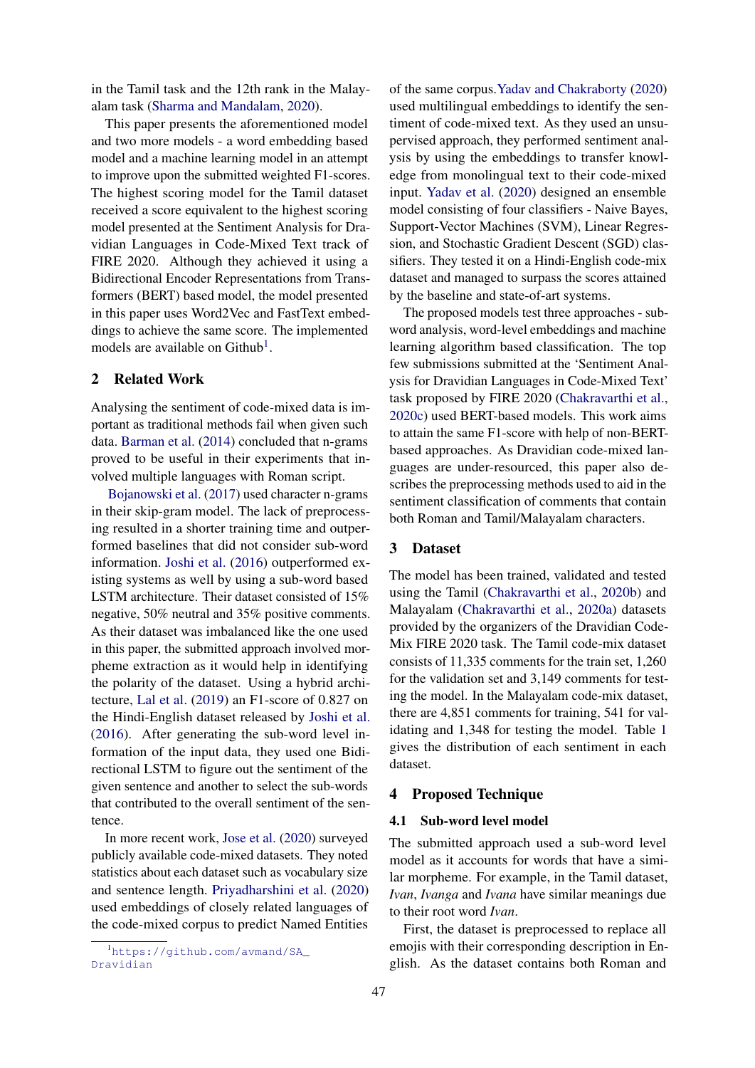in the Tamil task and the 12th rank in the Malayalam task (Sharma and Mandalam, 2020).

This paper presents the aforementioned model and two more models - a word embedding based model and a machine learning model in an attempt to improve upon the submitted weighted F1-scores. The highest scoring model for the Tamil dataset received a score equivalent to the highest scoring model presented at the Sentiment Analysis for Dravidian Languages in Code-Mixed Text track of FIRE 2020. Although they achieved it using a Bidirectional Encoder Representations from Transformers (BERT) based model, the model presented in this paper uses Word2Vec and FastText embeddings to achieve the same score. The implemented models are available on Github[1].

## 2 Related Work

Analysing the sentiment of code-mixed data is important as traditional methods fail when given such data. Barman et al. (2014) concluded that n-grams proved to be useful in their experiments that involved multiple languages with Roman script.

Bojanowski et al. (2017) used character n-grams in their skip-gram model. The lack of preprocessing resulted in a shorter training time and outperformed baselines that did not consider sub-word information. Joshi et al. (2016) outperformed existing systems as well by using a sub-word based LSTM architecture. Their dataset consisted of 15% negative, 50% neutral and 35% positive comments. As their dataset was imbalanced like the one used in this paper, the submitted approach involved morpheme extraction as it would help in identifying the polarity of the dataset. Using a hybrid architecture, Lal et al. (2019) an F1-score of 0.827 on the Hindi-English dataset released by Joshi et al. (2016). After generating the sub-word level information of the input data, they used one Bidirectional LSTM to figure out the sentiment of the given sentence and another to select the sub-words that contributed to the overall sentiment of the sentence.

In more recent work, Jose et al. (2020) surveyed publicly available code-mixed datasets. They noted statistics about each dataset such as vocabulary size and sentence length. Priyadharshini et al. (2020) used embeddings of closely related languages of the code-mixed corpus to predict Named Entities of the same corpus. Yadav and Chakraborty (2020) used multilingual embeddings to identify the sentiment of code-mixed text. As they used an unsupervised approach, they performed sentiment analysis by using the embeddings to transfer knowledge from monolingual text to their code-mixed input. Yadav et al. (2020) designed an ensemble model consisting of four classifiers - Naive Bayes, Support-Vector Machines (SVM), Linear Regression, and Stochastic Gradient Descent (SGD) classifiers. They tested it on a Hindi-English code-mix dataset and managed to surpass the scores attained by the baseline and state-of-art systems.

The proposed models test three approaches - subword analysis, word-level embeddings and machine learning algorithm based classification. The top few submissions submitted at the 'Sentiment Analysis for Dravidian Languages in Code-Mixed Text' task proposed by FIRE 2020 (Chakravarthi et al., 2020c) used BERT-based models. This work aims to attain the same F1-score with help of non-BERT-based approaches. As Dravidian code-mixed languages are under-resourced, this paper also describes the preprocessing methods used to aid in the sentiment classification of comments that contain both Roman and Tamil/Malayalam characters.

## 3 Dataset

The model has been trained, validated and tested using the Tamil (Chakravarthi et al., 2020b) and Malayalam (Chakravarthi et al., 2020a) datasets provided by the organizers of the Dravidian Code-Mix FIRE 2020 task. The Tamil code-mix dataset consists of 11,335 comments for the train set, 1,260 for the validation set and 3,149 comments for testing the model. In the Malayalam code-mix dataset, there are 4,851 comments for training, 541 for validating and 1,348 for testing the model. Table 1 gives the distribution of each sentiment in each dataset.

## 4 Proposed Technique

### 4.1 Sub-word level model

The submitted approach used a sub-word level model as it accounts for words that have a similar morpheme. For example, in the Tamil dataset, *Ivan*, *Ivanga* and *Ivana* have similar meanings due to their root word *Ivan*.

First, the dataset is preprocessed to replace all emojis with their corresponding description in English. As the dataset contains both Roman and

[1] https://github.com/avmand/SA_Dravidian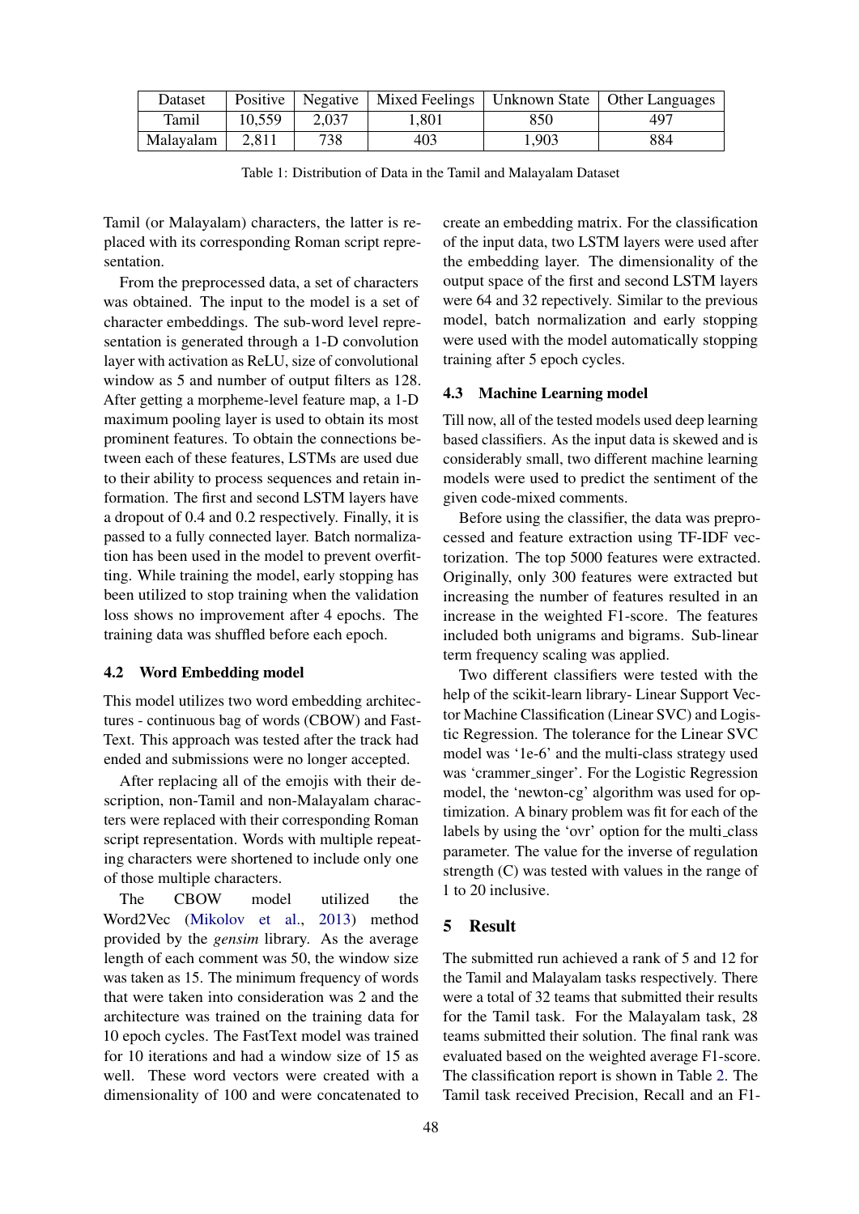| Dataset | Positive | Negative | Mixed Feelings | Unknown State | Other Languages |
|---|---|---|---|---|---|
| Tamil | 10,559 | 2,037 | 1,801 | 850 | 497 |
| Malayalam | 2,811 | 738 | 403 | 1,903 | 884 |

Table 1: Distribution of Data in the Tamil and Malayalam Dataset

Tamil (or Malayalam) characters, the latter is replaced with its corresponding Roman script representation.

From the preprocessed data, a set of characters was obtained. The input to the model is a set of character embeddings. The sub-word level representation is generated through a 1-D convolution layer with activation as ReLU, size of convolutional window as 5 and number of output filters as 128. After getting a morpheme-level feature map, a 1-D maximum pooling layer is used to obtain its most prominent features. To obtain the connections between each of these features, LSTMs are used due to their ability to process sequences and retain information. The first and second LSTM layers have a dropout of 0.4 and 0.2 respectively. Finally, it is passed to a fully connected layer. Batch normalization has been used in the model to prevent overfitting. While training the model, early stopping has been utilized to stop training when the validation loss shows no improvement after 4 epochs. The training data was shuffled before each epoch.

### 4.2 Word Embedding model

This model utilizes two word embedding architectures - continuous bag of words (CBOW) and FastText. This approach was tested after the track had ended and submissions were no longer accepted.

After replacing all of the emojis with their description, non-Tamil and non-Malayalam characters were replaced with their corresponding Roman script representation. Words with multiple repeating characters were shortened to include only one of those multiple characters.

The CBOW model utilized the Word2Vec (Mikolov et al., 2013) method provided by the *gensim* library. As the average length of each comment was 50, the window size was taken as 15. The minimum frequency of words that were taken into consideration was 2 and the architecture was trained on the training data for 10 epoch cycles. The FastText model was trained for 10 iterations and had a window size of 15 as well. These word vectors were created with a dimensionality of 100 and were concatenated to create an embedding matrix. For the classification of the input data, two LSTM layers were used after the embedding layer. The dimensionality of the output space of the first and second LSTM layers were 64 and 32 repectively. Similar to the previous model, batch normalization and early stopping were used with the model automatically stopping training after 5 epoch cycles.

### 4.3 Machine Learning model

Till now, all of the tested models used deep learning based classifiers. As the input data is skewed and is considerably small, two different machine learning models were used to predict the sentiment of the given code-mixed comments.

Before using the classifier, the data was preprocessed and feature extraction using TF-IDF vectorization. The top 5000 features were extracted. Originally, only 300 features were extracted but increasing the number of features resulted in an increase in the weighted F1-score. The features included both unigrams and bigrams. Sub-linear term frequency scaling was applied.

Two different classifiers were tested with the help of the scikit-learn library- Linear Support Vector Machine Classification (Linear SVC) and Logistic Regression. The tolerance for the Linear SVC model was '1e-6' and the multi-class strategy used was 'crammer_singer'. For the Logistic Regression model, the 'newton-cg' algorithm was used for optimization. A binary problem was fit for each of the labels by using the 'ovr' option for the multi_class parameter. The value for the inverse of regulation strength (C) was tested with values in the range of 1 to 20 inclusive.

## 5 Result

The submitted run achieved a rank of 5 and 12 for the Tamil and Malayalam tasks respectively. There were a total of 32 teams that submitted their results for the Tamil task. For the Malayalam task, 28 teams submitted their solution. The final rank was evaluated based on the weighted average F1-score. The classification report is shown in Table 2. The Tamil task received Precision, Recall and an F1-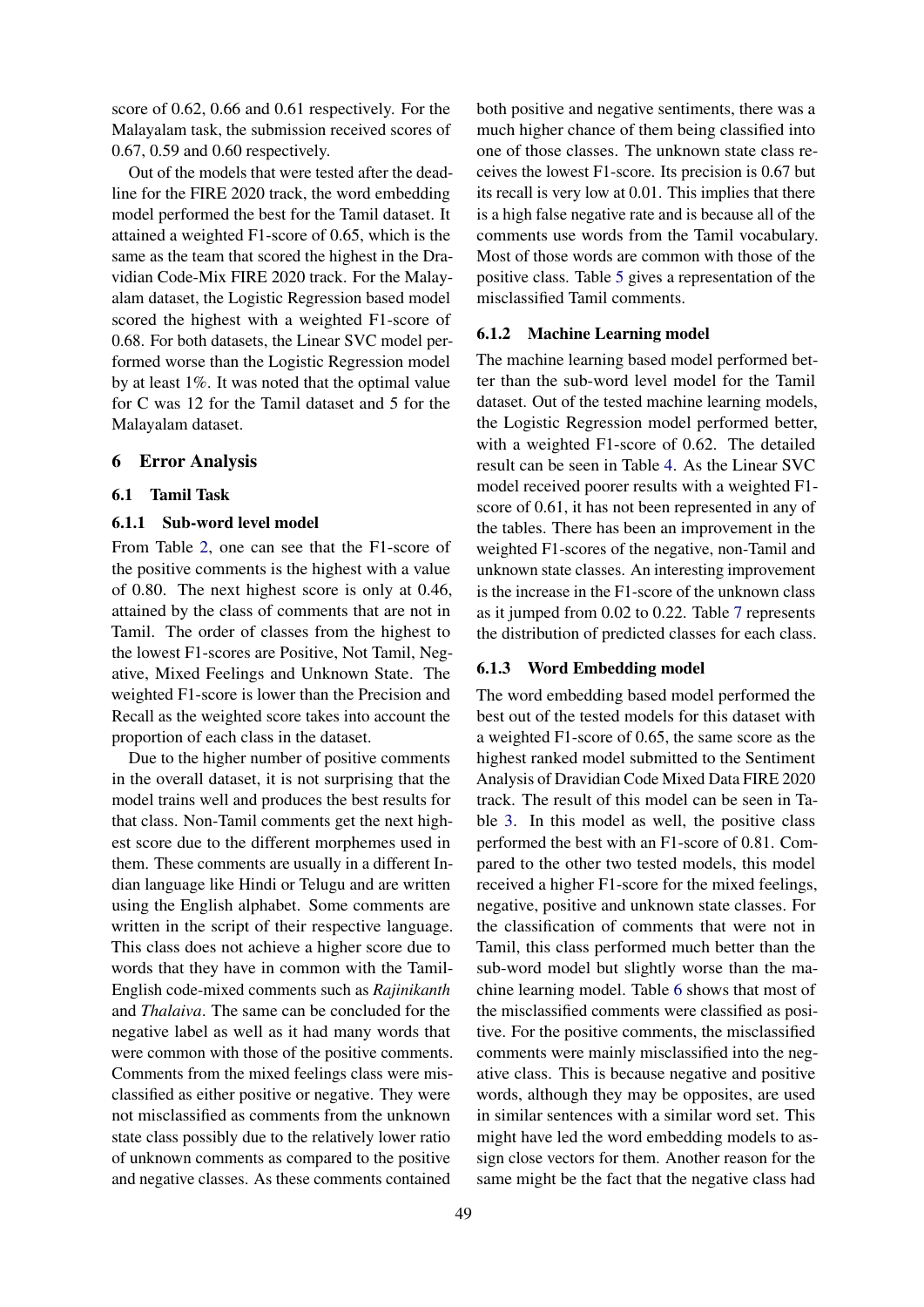score of 0.62, 0.66 and 0.61 respectively. For the Malayalam task, the submission received scores of 0.67, 0.59 and 0.60 respectively.

Out of the models that were tested after the deadline for the FIRE 2020 track, the word embedding model performed the best for the Tamil dataset. It attained a weighted F1-score of 0.65, which is the same as the team that scored the highest in the Dravidian Code-Mix FIRE 2020 track. For the Malayalam dataset, the Logistic Regression based model scored the highest with a weighted F1-score of 0.68. For both datasets, the Linear SVC model performed worse than the Logistic Regression model by at least 1%. It was noted that the optimal value for C was 12 for the Tamil dataset and 5 for the Malayalam dataset.

## 6 Error Analysis

### 6.1 Tamil Task

#### 6.1.1 Sub-word level model

From Table 2, one can see that the F1-score of the positive comments is the highest with a value of 0.80. The next highest score is only at 0.46, attained by the class of comments that are not in Tamil. The order of classes from the highest to the lowest F1-scores are Positive, Not Tamil, Negative, Mixed Feelings and Unknown State. The weighted F1-score is lower than the Precision and Recall as the weighted score takes into account the proportion of each class in the dataset.

Due to the higher number of positive comments in the overall dataset, it is not surprising that the model trains well and produces the best results for that class. Non-Tamil comments get the next highest score due to the different morphemes used in them. These comments are usually in a different Indian language like Hindi or Telugu and are written using the English alphabet. Some comments are written in the script of their respective language. This class does not achieve a higher score due to words that they have in common with the Tamil-English code-mixed comments such as *Rajinikanth* and *Thalaiva*. The same can be concluded for the negative label as well as it had many words that were common with those of the positive comments. Comments from the mixed feelings class were misclassified as either positive or negative. They were not misclassified as comments from the unknown state class possibly due to the relatively lower ratio of unknown comments as compared to the positive and negative classes. As these comments contained both positive and negative sentiments, there was a much higher chance of them being classified into one of those classes. The unknown state class receives the lowest F1-score. Its precision is 0.67 but its recall is very low at 0.01. This implies that there is a high false negative rate and is because all of the comments use words from the Tamil vocabulary. Most of those words are common with those of the positive class. Table 5 gives a representation of the misclassified Tamil comments.

#### 6.1.2 Machine Learning model

The machine learning based model performed better than the sub-word level model for the Tamil dataset. Out of the tested machine learning models, the Logistic Regression model performed better, with a weighted F1-score of 0.62. The detailed result can be seen in Table 4. As the Linear SVC model received poorer results with a weighted F1-score of 0.61, it has not been represented in any of the tables. There has been an improvement in the weighted F1-scores of the negative, non-Tamil and unknown state classes. An interesting improvement is the increase in the F1-score of the unknown class as it jumped from 0.02 to 0.22. Table 7 represents the distribution of predicted classes for each class.

#### 6.1.3 Word Embedding model

The word embedding based model performed the best out of the tested models for this dataset with a weighted F1-score of 0.65, the same score as the highest ranked model submitted to the Sentiment Analysis of Dravidian Code Mixed Data FIRE 2020 track. The result of this model can be seen in Table 3. In this model as well, the positive class performed the best with an F1-score of 0.81. Compared to the other two tested models, this model received a higher F1-score for the mixed feelings, negative, positive and unknown state classes. For the classification of comments that were not in Tamil, this class performed much better than the sub-word model but slightly worse than the machine learning model. Table 6 shows that most of the misclassified comments were classified as positive. For the positive comments, the misclassified comments were mainly misclassified into the negative class. This is because negative and positive words, although they may be opposites, are used in similar sentences with a similar word set. This might have led the word embedding models to assign close vectors for them. Another reason for the same might be the fact that the negative class had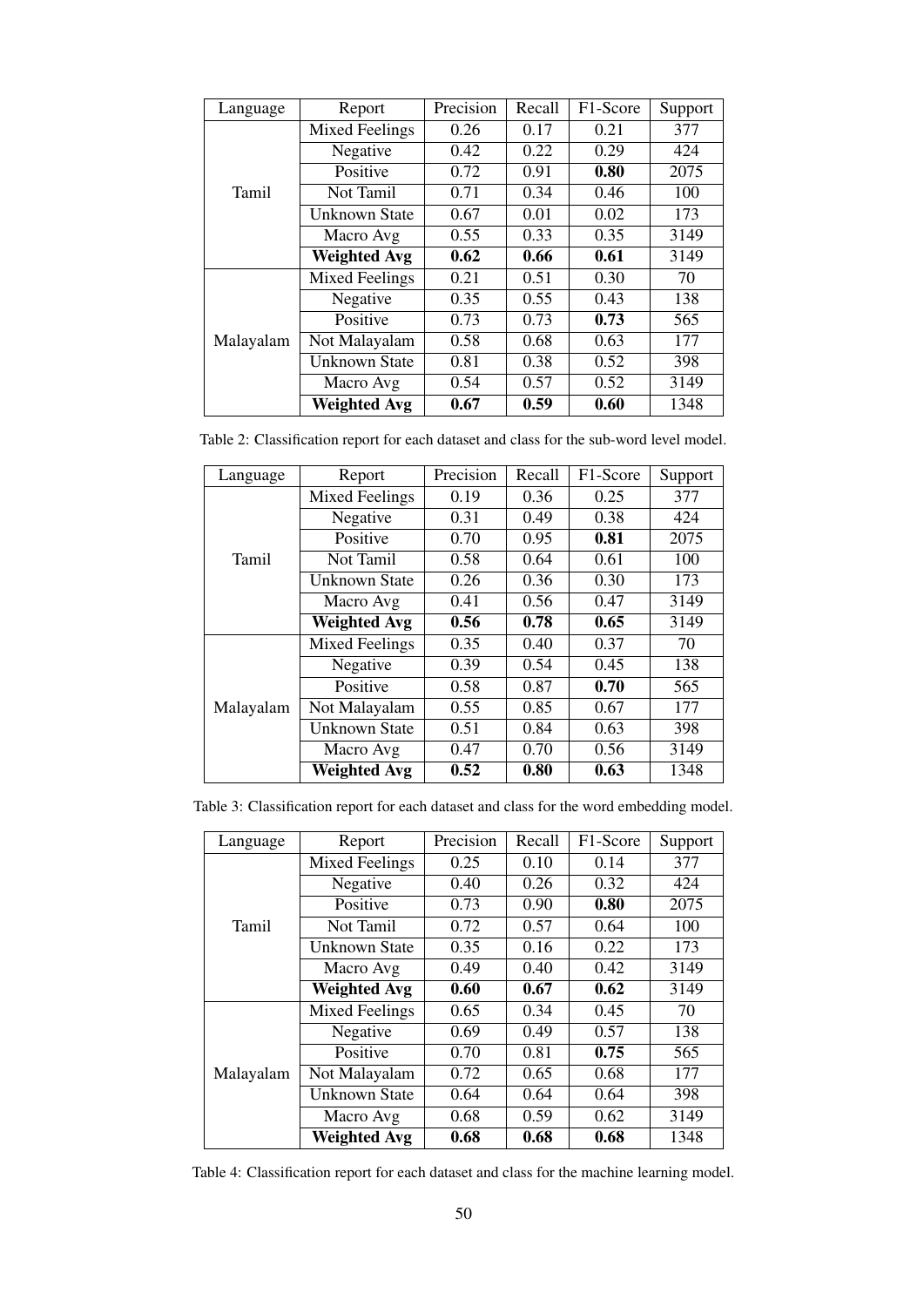| Language | Report | Precision | Recall | F1-Score | Support |
|---|---|---|---|---|---|
| Tamil | Mixed Feelings | 0.26 | 0.17 | 0.21 | 377 |
| | Negative | 0.42 | 0.22 | 0.29 | 424 |
| | Positive | 0.72 | 0.91 | **0.80** | 2075 |
| | Not Tamil | 0.71 | 0.34 | 0.46 | 100 |
| | Unknown State | 0.67 | 0.01 | 0.02 | 173 |
| | Macro Avg | 0.55 | 0.33 | 0.35 | 3149 |
| | **Weighted Avg** | **0.62** | **0.66** | **0.61** | 3149 |
| Malayalam | Mixed Feelings | 0.21 | 0.51 | 0.30 | 70 |
| | Negative | 0.35 | 0.55 | 0.43 | 138 |
| | Positive | 0.73 | 0.73 | **0.73** | 565 |
| | Not Malayalam | 0.58 | 0.68 | 0.63 | 177 |
| | Unknown State | 0.81 | 0.38 | 0.52 | 398 |
| | Macro Avg | 0.54 | 0.57 | 0.52 | 3149 |
| | **Weighted Avg** | **0.67** | **0.59** | **0.60** | 1348 |

Table 2: Classification report for each dataset and class for the sub-word level model.

| Language | Report | Precision | Recall | F1-Score | Support |
|---|---|---|---|---|---|
| Tamil | Mixed Feelings | 0.19 | 0.36 | 0.25 | 377 |
| | Negative | 0.31 | 0.49 | 0.38 | 424 |
| | Positive | 0.70 | 0.95 | **0.81** | 2075 |
| | Not Tamil | 0.58 | 0.64 | 0.61 | 100 |
| | Unknown State | 0.26 | 0.36 | 0.30 | 173 |
| | Macro Avg | 0.41 | 0.56 | 0.47 | 3149 |
| | **Weighted Avg** | **0.56** | **0.78** | **0.65** | 3149 |
| Malayalam | Mixed Feelings | 0.35 | 0.40 | 0.37 | 70 |
| | Negative | 0.39 | 0.54 | 0.45 | 138 |
| | Positive | 0.58 | 0.87 | **0.70** | 565 |
| | Not Malayalam | 0.55 | 0.85 | 0.67 | 177 |
| | Unknown State | 0.51 | 0.84 | 0.63 | 398 |
| | Macro Avg | 0.47 | 0.70 | 0.56 | 3149 |
| | **Weighted Avg** | **0.52** | **0.80** | **0.63** | 1348 |

Table 3: Classification report for each dataset and class for the word embedding model.

| Language | Report | Precision | Recall | F1-Score | Support |
|---|---|---|---|---|---|
| Tamil | Mixed Feelings | 0.25 | 0.10 | 0.14 | 377 |
| | Negative | 0.40 | 0.26 | 0.32 | 424 |
| | Positive | 0.73 | 0.90 | **0.80** | 2075 |
| | Not Tamil | 0.72 | 0.57 | 0.64 | 100 |
| | Unknown State | 0.35 | 0.16 | 0.22 | 173 |
| | Macro Avg | 0.49 | 0.40 | 0.42 | 3149 |
| | **Weighted Avg** | **0.60** | **0.67** | **0.62** | 3149 |
| Malayalam | Mixed Feelings | 0.65 | 0.34 | 0.45 | 70 |
| | Negative | 0.69 | 0.49 | 0.57 | 138 |
| | Positive | 0.70 | 0.81 | **0.75** | 565 |
| | Not Malayalam | 0.72 | 0.65 | 0.68 | 177 |
| | Unknown State | 0.64 | 0.64 | 0.64 | 398 |
| | Macro Avg | 0.68 | 0.59 | 0.62 | 3149 |
| | **Weighted Avg** | **0.68** | **0.68** | **0.68** | 1348 |

Table 4: Classification report for each dataset and class for the machine learning model.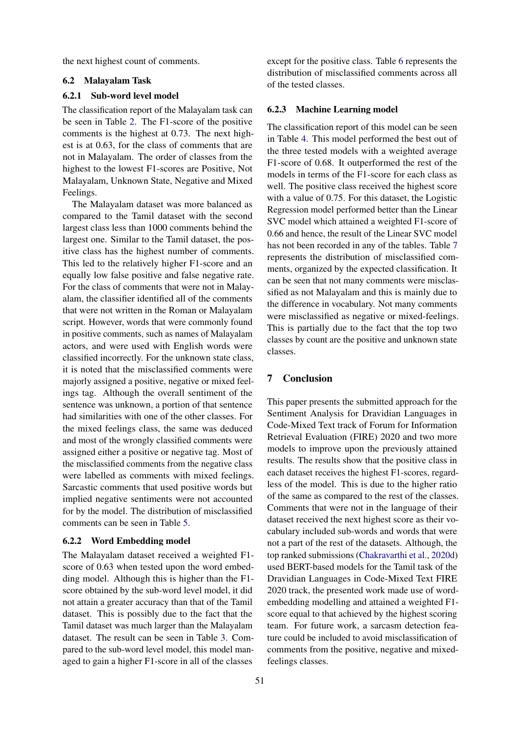the next highest count of comments.

### 6.2 Malayalam Task

#### 6.2.1 Sub-word level model

The classification report of the Malayalam task can be seen in Table 2. The F1-score of the positive comments is the highest at 0.73. The next highest is at 0.63, for the class of comments that are not in Malayalam. The order of classes from the highest to the lowest F1-scores are Positive, Not Malayalam, Unknown State, Negative and Mixed Feelings.

The Malayalam dataset was more balanced as compared to the Tamil dataset with the second largest class less than 1000 comments behind the largest one. Similar to the Tamil dataset, the positive class has the highest number of comments. This led to the relatively higher F1-score and an equally low false positive and false negative rate. For the class of comments that were not in Malayalam, the classifier identified all of the comments that were not written in the Roman or Malayalam script. However, words that were commonly found in positive comments, such as names of Malayalam actors, and were used with English words were classified incorrectly. For the unknown state class, it is noted that the misclassified comments were majorly assigned a positive, negative or mixed feelings tag. Although the overall sentiment of the sentence was unknown, a portion of that sentence had similarities with one of the other classes. For the mixed feelings class, the same was deduced and most of the wrongly classified comments were assigned either a positive or negative tag. Most of the misclassified comments from the negative class were labelled as comments with mixed feelings. Sarcastic comments that used positive words but implied negative sentiments were not accounted for by the model. The distribution of misclassified comments can be seen in Table 5.

#### 6.2.2 Word Embedding model

The Malayalam dataset received a weighted F1-score of 0.63 when tested upon the word embedding model. Although this is higher than the F1-score obtained by the sub-word level model, it did not attain a greater accuracy than that of the Tamil dataset. This is possibly due to the fact that the Tamil dataset was much larger than the Malayalam dataset. The result can be seen in Table 3. Compared to the sub-word level model, this model managed to gain a higher F1-score in all of the classes except for the positive class. Table 6 represents the distribution of misclassified comments across all of the tested classes.

#### 6.2.3 Machine Learning model

The classification report of this model can be seen in Table 4. This model performed the best out of the three tested models with a weighted average F1-score of 0.68. It outperformed the rest of the models in terms of the F1-score for each class as well. The positive class received the highest score with a value of 0.75. For this dataset, the Logistic Regression model performed better than the Linear SVC model which attained a weighted F1-score of 0.66 and hence, the result of the Linear SVC model has not been recorded in any of the tables. Table 7 represents the distribution of misclassified comments, organized by the expected classification. It can be seen that not many comments were misclassified as not Malayalam and this is mainly due to the difference in vocabulary. Not many comments were misclassified as negative or mixed-feelings. This is partially due to the fact that the top two classes by count are the positive and unknown state classes.

## 7 Conclusion

This paper presents the submitted approach for the Sentiment Analysis for Dravidian Languages in Code-Mixed Text track of Forum for Information Retrieval Evaluation (FIRE) 2020 and two more models to improve upon the previously attained results. The results show that the positive class in each dataset receives the highest F1-scores, regardless of the model. This is due to the higher ratio of the same as compared to the rest of the classes. Comments that were not in the language of their dataset received the next highest score as their vocabulary included sub-words and words that were not a part of the rest of the datasets. Although, the top ranked submissions (Chakravarthi et al., 2020d) used BERT-based models for the Tamil task of the Dravidian Languages in Code-Mixed Text FIRE 2020 track, the presented work made use of word-embedding modelling and attained a weighted F1-score equal to that achieved by the highest scoring team. For future work, a sarcasm detection feature could be included to avoid misclassification of comments from the positive, negative and mixed-feelings classes.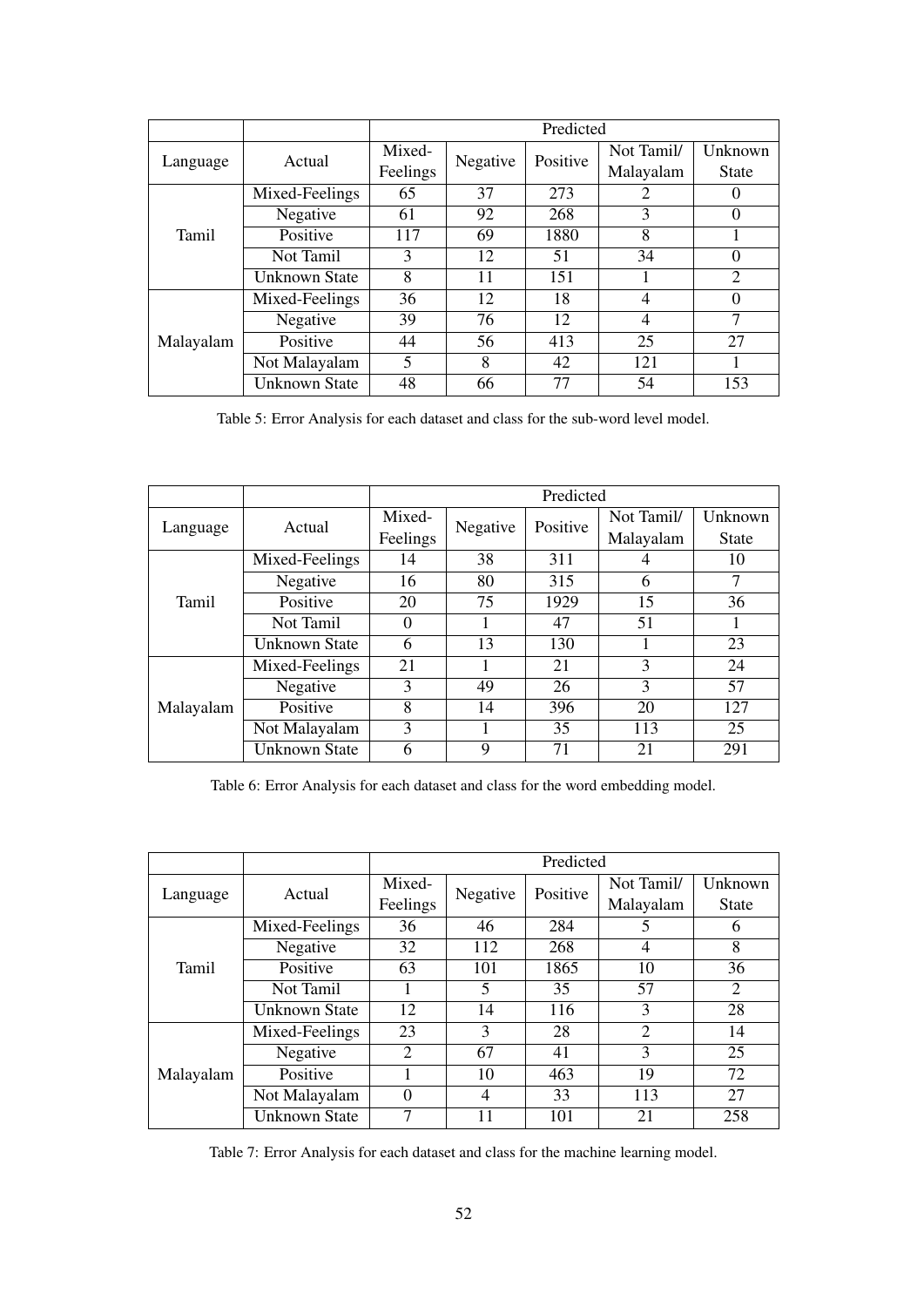| Language | Actual | Predicted | | | | |
|---|---|---|---|---|---|---|
| | | Mixed-Feelings | Negative | Positive | Not Tamil/ Malayalam | Unknown State |
| Tamil | Mixed-Feelings | 65 | 37 | 273 | 2 | 0 |
| | Negative | 61 | 92 | 268 | 3 | 0 |
| | Positive | 117 | 69 | 1880 | 8 | 1 |
| | Not Tamil | 3 | 12 | 51 | 34 | 0 |
| | Unknown State | 8 | 11 | 151 | 1 | 2 |
| Malayalam | Mixed-Feelings | 36 | 12 | 18 | 4 | 0 |
| | Negative | 39 | 76 | 12 | 4 | 7 |
| | Positive | 44 | 56 | 413 | 25 | 27 |
| | Not Malayalam | 5 | 8 | 42 | 121 | 1 |
| | Unknown State | 48 | 66 | 77 | 54 | 153 |

Table 5: Error Analysis for each dataset and class for the sub-word level model.

| Language | Actual | Predicted | | | | |
|---|---|---|---|---|---|---|
| | | Mixed-Feelings | Negative | Positive | Not Tamil/ Malayalam | Unknown State |
| Tamil | Mixed-Feelings | 14 | 38 | 311 | 4 | 10 |
| | Negative | 16 | 80 | 315 | 6 | 7 |
| | Positive | 20 | 75 | 1929 | 15 | 36 |
| | Not Tamil | 0 | 1 | 47 | 51 | 1 |
| | Unknown State | 6 | 13 | 130 | 1 | 23 |
| Malayalam | Mixed-Feelings | 21 | 1 | 21 | 3 | 24 |
| | Negative | 3 | 49 | 26 | 3 | 57 |
| | Positive | 8 | 14 | 396 | 20 | 127 |
| | Not Malayalam | 3 | 1 | 35 | 113 | 25 |
| | Unknown State | 6 | 9 | 71 | 21 | 291 |

Table 6: Error Analysis for each dataset and class for the word embedding model.

| Language | Actual | Predicted | | | | |
|---|---|---|---|---|---|---|
| | | Mixed-Feelings | Negative | Positive | Not Tamil/ Malayalam | Unknown State |
| Tamil | Mixed-Feelings | 36 | 46 | 284 | 5 | 6 |
| | Negative | 32 | 112 | 268 | 4 | 8 |
| | Positive | 63 | 101 | 1865 | 10 | 36 |
| | Not Tamil | 1 | 5 | 35 | 57 | 2 |
| | Unknown State | 12 | 14 | 116 | 3 | 28 |
| Malayalam | Mixed-Feelings | 23 | 3 | 28 | 2 | 14 |
| | Negative | 2 | 67 | 41 | 3 | 25 |
| | Positive | 1 | 10 | 463 | 19 | 72 |
| | Not Malayalam | 0 | 4 | 33 | 113 | 27 |
| | Unknown State | 7 | 11 | 101 | 21 | 258 |

Table 7: Error Analysis for each dataset and class for the machine learning model.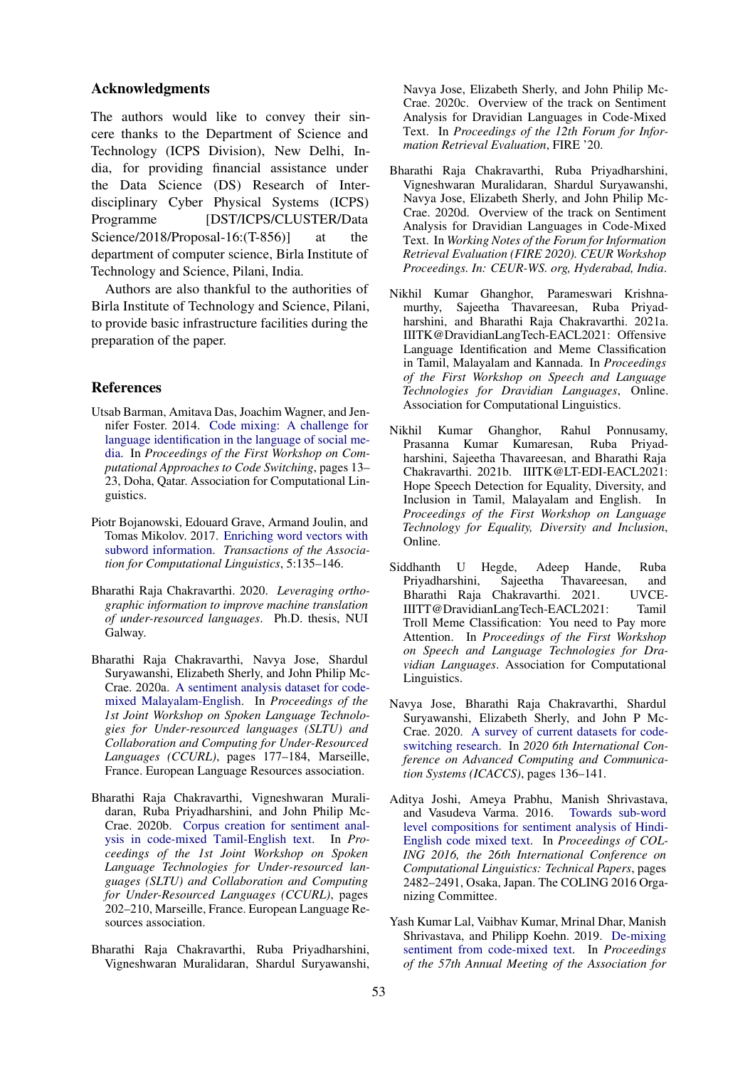## Acknowledgments

The authors would like to convey their sincere thanks to the Department of Science and Technology (ICPS Division), New Delhi, India, for providing financial assistance under the Data Science (DS) Research of Interdisciplinary Cyber Physical Systems (ICPS) Programme [DST/ICPS/CLUSTER/Data Science/2018/Proposal-16:(T-856)] at the department of computer science, Birla Institute of Technology and Science, Pilani, India.

Authors are also thankful to the authorities of Birla Institute of Technology and Science, Pilani, to provide basic infrastructure facilities during the preparation of the paper.

## References

Utsab Barman, Amitava Das, Joachim Wagner, and Jennifer Foster. 2014. Code mixing: A challenge for language identification in the language of social media. In *Proceedings of the First Workshop on Computational Approaches to Code Switching*, pages 13–23, Doha, Qatar. Association for Computational Linguistics.

Piotr Bojanowski, Edouard Grave, Armand Joulin, and Tomas Mikolov. 2017. Enriching word vectors with subword information. *Transactions of the Association for Computational Linguistics*, 5:135–146.

Bharathi Raja Chakravarthi. 2020. *Leveraging orthographic information to improve machine translation of under-resourced languages*. Ph.D. thesis, NUI Galway.

Bharathi Raja Chakravarthi, Navya Jose, Shardul Suryawanshi, Elizabeth Sherly, and John Philip McCrae. 2020a. A sentiment analysis dataset for code-mixed Malayalam-English. In *Proceedings of the 1st Joint Workshop on Spoken Language Technologies for Under-resourced languages (SLTU) and Collaboration and Computing for Under-Resourced Languages (CCURL)*, pages 177–184, Marseille, France. European Language Resources association.

Bharathi Raja Chakravarthi, Vigneshwaran Muralidaran, Ruba Priyadharshini, and John Philip McCrae. 2020b. Corpus creation for sentiment analysis in code-mixed Tamil-English text. In *Proceedings of the 1st Joint Workshop on Spoken Language Technologies for Under-resourced languages (SLTU) and Collaboration and Computing for Under-Resourced Languages (CCURL)*, pages 202–210, Marseille, France. European Language Resources association.

Bharathi Raja Chakravarthi, Ruba Priyadharshini, Vigneshwaran Muralidaran, Shardul Suryawanshi, Navya Jose, Elizabeth Sherly, and John Philip McCrae. 2020c. Overview of the track on Sentiment Analysis for Dravidian Languages in Code-Mixed Text. In *Proceedings of the 12th Forum for Information Retrieval Evaluation*, FIRE '20.

Bharathi Raja Chakravarthi, Ruba Priyadharshini, Vigneshwaran Muralidaran, Shardul Suryawanshi, Navya Jose, Elizabeth Sherly, and John Philip McCrae. 2020d. Overview of the track on Sentiment Analysis for Dravidian Languages in Code-Mixed Text. In *Working Notes of the Forum for Information Retrieval Evaluation (FIRE 2020). CEUR Workshop Proceedings. In: CEUR-WS. org, Hyderabad, India*.

Nikhil Kumar Ghanghor, Parameswari Krishnamurthy, Sajeetha Thavareesan, Ruba Priyadharshini, and Bharathi Raja Chakravarthi. 2021a. IIITK@DravidianLangTech-EACL2021: Offensive Language Identification and Meme Classification in Tamil, Malayalam and Kannada. In *Proceedings of the First Workshop on Speech and Language Technologies for Dravidian Languages*, Online. Association for Computational Linguistics.

Nikhil Kumar Ghanghor, Rahul Ponnusamy, Prasanna Kumar Kumaresan, Ruba Priyadharshini, Sajeetha Thavareesan, and Bharathi Raja Chakravarthi. 2021b. IIITK@LT-EDI-EACL2021: Hope Speech Detection for Equality, Diversity, and Inclusion in Tamil, Malayalam and English. In *Proceedings of the First Workshop on Language Technology for Equality, Diversity and Inclusion*, Online.

Siddhanth U Hegde, Adeep Hande, Ruba Priyadharshini, Sajeetha Thavareesan, and Bharathi Raja Chakravarthi. 2021. UVCE-IIITT@DravidianLangTech-EACL2021: Tamil Troll Meme Classification: You need to Pay more Attention. In *Proceedings of the First Workshop on Speech and Language Technologies for Dravidian Languages*. Association for Computational Linguistics.

Navya Jose, Bharathi Raja Chakravarthi, Shardul Suryawanshi, Elizabeth Sherly, and John P McCrae. 2020. A survey of current datasets for code-switching research. In *2020 6th International Conference on Advanced Computing and Communication Systems (ICACCS)*, pages 136–141.

Aditya Joshi, Ameya Prabhu, Manish Shrivastava, and Vasudeva Varma. 2016. Towards sub-word level compositions for sentiment analysis of Hindi-English code mixed text. In *Proceedings of COLING 2016, the 26th International Conference on Computational Linguistics: Technical Papers*, pages 2482–2491, Osaka, Japan. The COLING 2016 Organizing Committee.

Yash Kumar Lal, Vaibhav Kumar, Mrinal Dhar, Manish Shrivastava, and Philipp Koehn. 2019. De-mixing sentiment from code-mixed text. In *Proceedings of the 57th Annual Meeting of the Association for*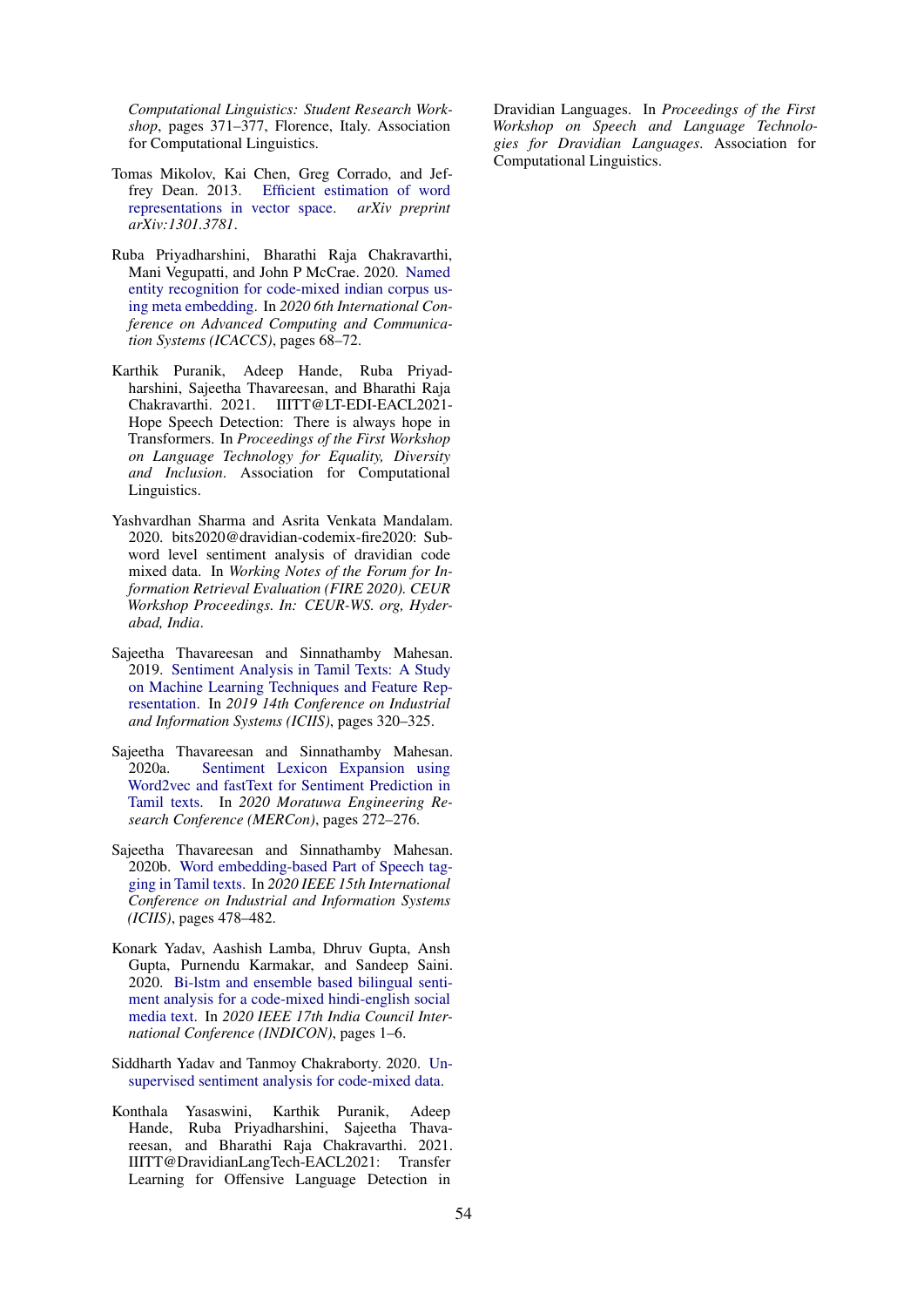Computational Linguistics: Student Research Workshop, pages 371–377, Florence, Italy. Association for Computational Linguistics.

Tomas Mikolov, Kai Chen, Greg Corrado, and Jeffrey Dean. 2013. Efficient estimation of word representations in vector space. *arXiv preprint arXiv:1301.3781*.

Ruba Priyadharshini, Bharathi Raja Chakravarthi, Mani Vegupatti, and John P McCrae. 2020. Named entity recognition for code-mixed indian corpus using meta embedding. In *2020 6th International Conference on Advanced Computing and Communication Systems (ICACCS)*, pages 68–72.

Karthik Puranik, Adeep Hande, Ruba Priyadharshini, Sajeetha Thavareesan, and Bharathi Raja Chakravarthi. 2021. IIITT@LT-EDI-EACL2021-Hope Speech Detection: There is always hope in Transformers. In *Proceedings of the First Workshop on Language Technology for Equality, Diversity and Inclusion*. Association for Computational Linguistics.

Yashvardhan Sharma and Asrita Venkata Mandalam. 2020. bits2020@dravidian-codemix-fire2020: Sub-word level sentiment analysis of dravidian code mixed data. In *Working Notes of the Forum for Information Retrieval Evaluation (FIRE 2020). CEUR Workshop Proceedings. In: CEUR-WS. org, Hyderabad, India*.

Sajeetha Thavareesan and Sinnathamby Mahesan. 2019. Sentiment Analysis in Tamil Texts: A Study on Machine Learning Techniques and Feature Representation. In *2019 14th Conference on Industrial and Information Systems (ICIIS)*, pages 320–325.

Sajeetha Thavareesan and Sinnathamby Mahesan. 2020a. Sentiment Lexicon Expansion using Word2vec and fastText for Sentiment Prediction in Tamil texts. In *2020 Moratuwa Engineering Research Conference (MERCon)*, pages 272–276.

Sajeetha Thavareesan and Sinnathamby Mahesan. 2020b. Word embedding-based Part of Speech tagging in Tamil texts. In *2020 IEEE 15th International Conference on Industrial and Information Systems (ICIIS)*, pages 478–482.

Konark Yadav, Aashish Lamba, Dhruv Gupta, Ansh Gupta, Purnendu Karmakar, and Sandeep Saini. 2020. Bi-lstm and ensemble based bilingual sentiment analysis for a code-mixed hindi-english social media text. In *2020 IEEE 17th India Council International Conference (INDICON)*, pages 1–6.

Siddharth Yadav and Tanmoy Chakraborty. 2020. Unsupervised sentiment analysis for code-mixed data.

Konthala Yasaswini, Karthik Puranik, Adeep Hande, Ruba Priyadharshini, Sajeetha Thavareesan, and Bharathi Raja Chakravarthi. 2021. IIITT@DravidianLangTech-EACL2021: Transfer Learning for Offensive Language Detection in Dravidian Languages. In *Proceedings of the First Workshop on Speech and Language Technologies for Dravidian Languages*. Association for Computational Linguistics.